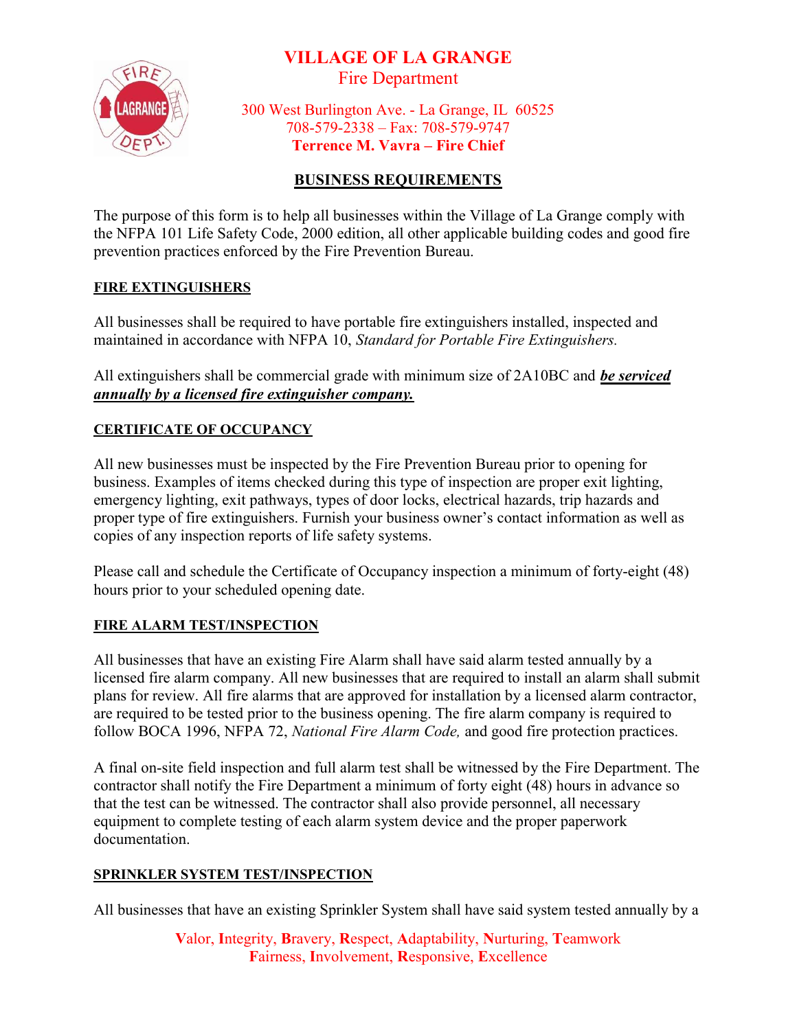# VILLAGE OF LA GRANGE

Fire Department

300 West Burlington Ave. - La Grange, IL 60525
708-579-2338 – Fax: 708-579-9747
**Terrence M. Vavra – Fire Chief**

## BUSINESS REQUIREMENTS

The purpose of this form is to help all businesses within the Village of La Grange comply with the NFPA 101 Life Safety Code, 2000 edition, all other applicable building codes and good fire prevention practices enforced by the Fire Prevention Bureau.

### FIRE EXTINGUISHERS

All businesses shall be required to have portable fire extinguishers installed, inspected and maintained in accordance with NFPA 10, *Standard for Portable Fire Extinguishers.*

All extinguishers shall be commercial grade with minimum size of 2A10BC and ***be serviced annually by a licensed fire extinguisher company.***

### CERTIFICATE OF OCCUPANCY

All new businesses must be inspected by the Fire Prevention Bureau prior to opening for business. Examples of items checked during this type of inspection are proper exit lighting, emergency lighting, exit pathways, types of door locks, electrical hazards, trip hazards and proper type of fire extinguishers. Furnish your business owner's contact information as well as copies of any inspection reports of life safety systems.

Please call and schedule the Certificate of Occupancy inspection a minimum of forty-eight (48) hours prior to your scheduled opening date.

### FIRE ALARM TEST/INSPECTION

All businesses that have an existing Fire Alarm shall have said alarm tested annually by a licensed fire alarm company. All new businesses that are required to install an alarm shall submit plans for review. All fire alarms that are approved for installation by a licensed alarm contractor, are required to be tested prior to the business opening. The fire alarm company is required to follow BOCA 1996, NFPA 72, *National Fire Alarm Code,* and good fire protection practices.

A final on-site field inspection and full alarm test shall be witnessed by the Fire Department. The contractor shall notify the Fire Department a minimum of forty eight (48) hours in advance so that the test can be witnessed. The contractor shall also provide personnel, all necessary equipment to complete testing of each alarm system device and the proper paperwork documentation.

### SPRINKLER SYSTEM TEST/INSPECTION

All businesses that have an existing Sprinkler System shall have said system tested annually by a

Valor, Integrity, Bravery, Respect, Adaptability, Nurturing, Teamwork
Fairness, Involvement, Responsive, Excellence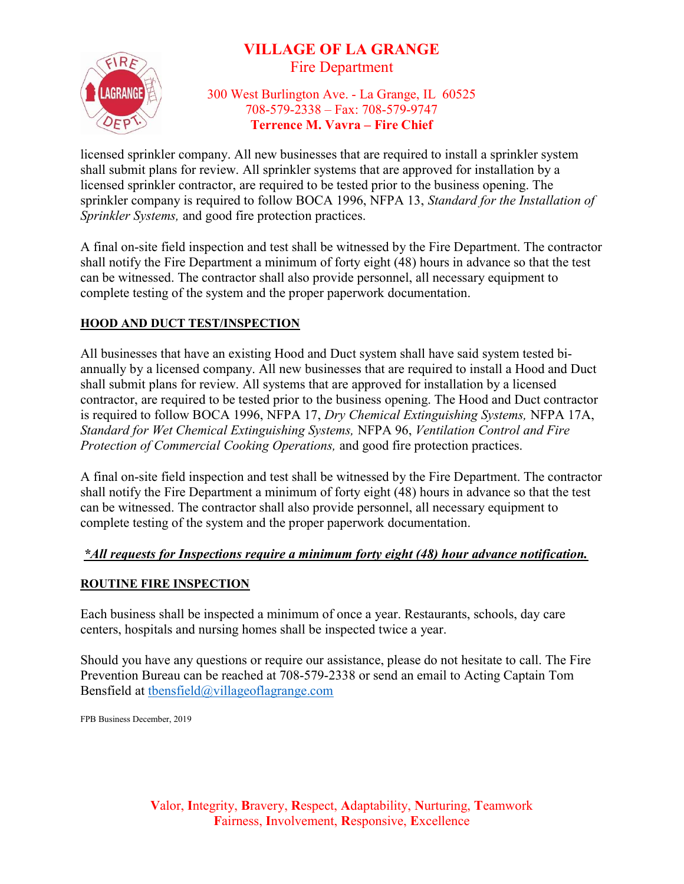licensed sprinkler company. All new businesses that are required to install a sprinkler system shall submit plans for review. All sprinkler systems that are approved for installation by a licensed sprinkler contractor, are required to be tested prior to the business opening. The sprinkler company is required to follow BOCA 1996, NFPA 13, *Standard for the Installation of Sprinkler Systems,* and good fire protection practices.

A final on-site field inspection and test shall be witnessed by the Fire Department. The contractor shall notify the Fire Department a minimum of forty eight (48) hours in advance so that the test can be witnessed. The contractor shall also provide personnel, all necessary equipment to complete testing of the system and the proper paperwork documentation.

**HOOD AND DUCT TEST/INSPECTION**

All businesses that have an existing Hood and Duct system shall have said system tested bi-annually by a licensed company. All new businesses that are required to install a Hood and Duct shall submit plans for review. All systems that are approved for installation by a licensed contractor, are required to be tested prior to the business opening. The Hood and Duct contractor is required to follow BOCA 1996, NFPA 17, *Dry Chemical Extinguishing Systems,* NFPA 17A, *Standard for Wet Chemical Extinguishing Systems,* NFPA 96, *Ventilation Control and Fire Protection of Commercial Cooking Operations,* and good fire protection practices.

A final on-site field inspection and test shall be witnessed by the Fire Department. The contractor shall notify the Fire Department a minimum of forty eight (48) hours in advance so that the test can be witnessed. The contractor shall also provide personnel, all necessary equipment to complete testing of the system and the proper paperwork documentation.

***All requests for Inspections require a minimum forty eight (48) hour advance notification.***

**ROUTINE FIRE INSPECTION**

Each business shall be inspected a minimum of once a year. Restaurants, schools, day care centers, hospitals and nursing homes shall be inspected twice a year.

Should you have any questions or require our assistance, please do not hesitate to call. The Fire Prevention Bureau can be reached at 708-579-2338 or send an email to Acting Captain Tom Bensfield at tbensfield@villageoflagrange.com

FPB Business December, 2019